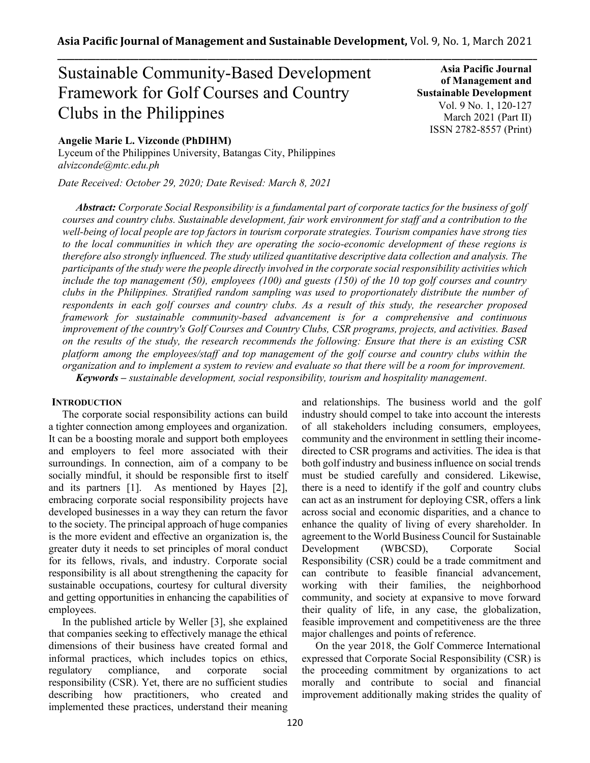# Sustainable Community-Based Development Framework for Golf Courses and Country Clubs in the Philippines

**Asia Pacific Journal of Management and Sustainable Development**
Vol. 9 No. 1, 120-127
March 2021 (Part II)
ISSN 2782-8557 (Print)

**Angelie Marie L. Vizconde (PhDIHM)**
Lyceum of the Philippines University, Batangas City, Philippines
*alvizconde@mtc.edu.ph*

*Date Received: October 29, 2020; Date Revised: March 8, 2021*

***Abstract:*** *Corporate Social Responsibility is a fundamental part of corporate tactics for the business of golf courses and country clubs. Sustainable development, fair work environment for staff and a contribution to the well-being of local people are top factors in tourism corporate strategies. Tourism companies have strong ties to the local communities in which they are operating the socio-economic development of these regions is therefore also strongly influenced. The study utilized quantitative descriptive data collection and analysis. The participants of the study were the people directly involved in the corporate social responsibility activities which include the top management (50), employees (100) and guests (150) of the 10 top golf courses and country clubs in the Philippines. Stratified random sampling was used to proportionately distribute the number of respondents in each golf courses and country clubs. As a result of this study, the researcher proposed framework for sustainable community-based advancement is for a comprehensive and continuous improvement of the country's Golf Courses and Country Clubs, CSR programs, projects, and activities. Based on the results of the study, the research recommends the following: Ensure that there is an existing CSR platform among the employees/staff and top management of the golf course and country clubs within the organization and to implement a system to review and evaluate so that there will be a room for improvement.*

***Keywords** – sustainable development, social responsibility, tourism and hospitality management*.

## INTRODUCTION

The corporate social responsibility actions can build a tighter connection among employees and organization. It can be a boosting morale and support both employees and employers to feel more associated with their surroundings. In connection, aim of a company to be socially mindful, it should be responsible first to itself and its partners [1]. As mentioned by Hayes [2], embracing corporate social responsibility projects have developed businesses in a way they can return the favor to the society. The principal approach of huge companies is the more evident and effective an organization is, the greater duty it needs to set principles of moral conduct for its fellows, rivals, and industry. Corporate social responsibility is all about strengthening the capacity for sustainable occupations, courtesy for cultural diversity and getting opportunities in enhancing the capabilities of employees.

In the published article by Weller [3], she explained that companies seeking to effectively manage the ethical dimensions of their business have created formal and informal practices, which includes topics on ethics, regulatory compliance, and corporate social responsibility (CSR). Yet, there are no sufficient studies describing how practitioners, who created and implemented these practices, understand their meaning and relationships. The business world and the golf industry should compel to take into account the interests of all stakeholders including consumers, employees, community and the environment in settling their income-directed to CSR programs and activities. The idea is that both golf industry and business influence on social trends must be studied carefully and considered. Likewise, there is a need to identify if the golf and country clubs can act as an instrument for deploying CSR, offers a link across social and economic disparities, and a chance to enhance the quality of living of every shareholder. In agreement to the World Business Council for Sustainable Development (WBCSD), Corporate Social Responsibility (CSR) could be a trade commitment and can contribute to feasible financial advancement, working with their families, the neighborhood community, and society at expansive to move forward their quality of life, in any case, the globalization, feasible improvement and competitiveness are the three major challenges and points of reference.

On the year 2018, the Golf Commerce International expressed that Corporate Social Responsibility (CSR) is the proceeding commitment by organizations to act morally and contribute to social and financial improvement additionally making strides the quality of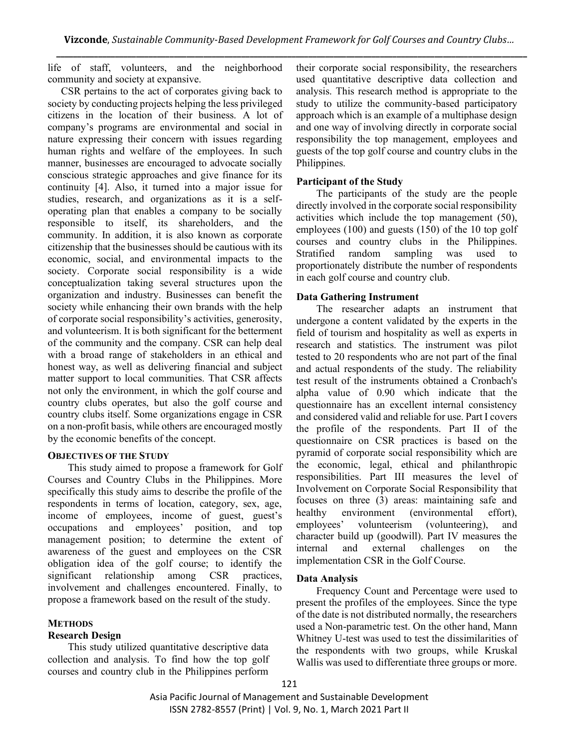life of staff, volunteers, and the neighborhood community and society at expansive.

CSR pertains to the act of corporates giving back to society by conducting projects helping the less privileged citizens in the location of their business. A lot of company's programs are environmental and social in nature expressing their concern with issues regarding human rights and welfare of the employees. In such manner, businesses are encouraged to advocate socially conscious strategic approaches and give finance for its continuity [4]. Also, it turned into a major issue for studies, research, and organizations as it is a self-operating plan that enables a company to be socially responsible to itself, its shareholders, and the community. In addition, it is also known as corporate citizenship that the businesses should be cautious with its economic, social, and environmental impacts to the society. Corporate social responsibility is a wide conceptualization taking several structures upon the organization and industry. Businesses can benefit the society while enhancing their own brands with the help of corporate social responsibility's activities, generosity, and volunteerism. It is both significant for the betterment of the community and the company. CSR can help deal with a broad range of stakeholders in an ethical and honest way, as well as delivering financial and subject matter support to local communities. That CSR affects not only the environment, in which the golf course and country clubs operates, but also the golf course and country clubs itself. Some organizations engage in CSR on a non-profit basis, while others are encouraged mostly by the economic benefits of the concept.

## OBJECTIVES OF THE STUDY

This study aimed to propose a framework for Golf Courses and Country Clubs in the Philippines. More specifically this study aims to describe the profile of the respondents in terms of location, category, sex, age, income of employees, income of guest, guest's occupations and employees' position, and top management position; to determine the extent of awareness of the guest and employees on the CSR obligation idea of the golf course; to identify the significant relationship among CSR practices, involvement and challenges encountered. Finally, to propose a framework based on the result of the study.

## METHODS

### Research Design

This study utilized quantitative descriptive data collection and analysis. To find how the top golf courses and country club in the Philippines perform their corporate social responsibility, the researchers used quantitative descriptive data collection and analysis. This research method is appropriate to the study to utilize the community-based participatory approach which is an example of a multiphase design and one way of involving directly in corporate social responsibility the top management, employees and guests of the top golf course and country clubs in the Philippines.

### Participant of the Study

The participants of the study are the people directly involved in the corporate social responsibility activities which include the top management (50), employees (100) and guests (150) of the 10 top golf courses and country clubs in the Philippines. Stratified random sampling was used to proportionately distribute the number of respondents in each golf course and country club.

### Data Gathering Instrument

The researcher adapts an instrument that undergone a content validated by the experts in the field of tourism and hospitality as well as experts in research and statistics. The instrument was pilot tested to 20 respondents who are not part of the final and actual respondents of the study. The reliability test result of the instruments obtained a Cronbach's alpha value of 0.90 which indicate that the questionnaire has an excellent internal consistency and considered valid and reliable for use. Part I covers the profile of the respondents. Part II of the questionnaire on CSR practices is based on the pyramid of corporate social responsibility which are the economic, legal, ethical and philanthropic responsibilities. Part III measures the level of Involvement on Corporate Social Responsibility that focuses on three (3) areas: maintaining safe and healthy environment (environmental effort), employees' volunteerism (volunteering), and character build up (goodwill). Part IV measures the internal and external challenges on the implementation CSR in the Golf Course.

### Data Analysis

Frequency Count and Percentage were used to present the profiles of the employees. Since the type of the date is not distributed normally, the researchers used a Non-parametric test. On the other hand, Mann Whitney U-test was used to test the dissimilarities of the respondents with two groups, while Kruskal Wallis was used to differentiate three groups or more.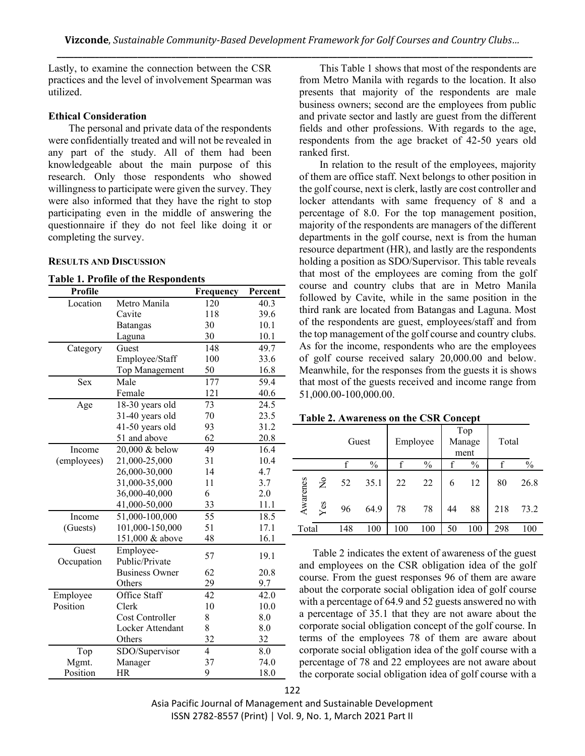Lastly, to examine the connection between the CSR practices and the level of involvement Spearman was utilized.

### Ethical Consideration

The personal and private data of the respondents were confidentially treated and will not be revealed in any part of the study. All of them had been knowledgeable about the main purpose of this research. Only those respondents who showed willingness to participate were given the survey. They were also informed that they have the right to stop participating even in the middle of answering the questionnaire if they do not feel like doing it or completing the survey.

## RESULTS AND DISCUSSION

**Table 1. Profile of the Respondents**

| Profile | | Frequency | Percent |
|---|---|---|---|
| Location | Metro Manila | 120 | 40.3 |
| | Cavite | 118 | 39.6 |
| | Batangas | 30 | 10.1 |
| | Laguna | 30 | 10.1 |
| Category | Guest | 148 | 49.7 |
| | Employee/Staff | 100 | 33.6 |
| | Top Management | 50 | 16.8 |
| Sex | Male | 177 | 59.4 |
| | Female | 121 | 40.6 |
| Age | 18-30 years old | 73 | 24.5 |
| | 31-40 years old | 70 | 23.5 |
| | 41-50 years old | 93 | 31.2 |
| | 51 and above | 62 | 20.8 |
| Income (employees) | 20,000 & below | 49 | 16.4 |
| | 21,000-25,000 | 31 | 10.4 |
| | 26,000-30,000 | 14 | 4.7 |
| | 31,000-35,000 | 11 | 3.7 |
| | 36,000-40,000 | 6 | 2.0 |
| | 41,000-50,000 | 33 | 11.1 |
| Income (Guests) | 51,000-100,000 | 55 | 18.5 |
| | 101,000-150,000 | 51 | 17.1 |
| | 151,000 & above | 48 | 16.1 |
| Guest Occupation | Employee-Public/Private | 57 | 19.1 |
| | Business Owner | 62 | 20.8 |
| | Others | 29 | 9.7 |
| Employee Position | Office Staff | 42 | 42.0 |
| | Clerk | 10 | 10.0 |
| | Cost Controller | 8 | 8.0 |
| | Locker Attendant | 8 | 8.0 |
| | Others | 32 | 32 |
| Top Mgmt. Position | SDO/Supervisor | 4 | 8.0 |
| | Manager | 37 | 74.0 |
| | HR | 9 | 18.0 |

This Table 1 shows that most of the respondents are from Metro Manila with regards to the location. It also presents that majority of the respondents are male business owners; second are the employees from public and private sector and lastly are guest from the different fields and other professions. With regards to the age, respondents from the age bracket of 42-50 years old ranked first.

In relation to the result of the employees, majority of them are office staff. Next belongs to other position in the golf course, next is clerk, lastly are cost controller and locker attendants with same frequency of 8 and a percentage of 8.0. For the top management position, majority of the respondents are managers of the different departments in the golf course, next is from the human resource department (HR), and lastly are the respondents holding a position as SDO/Supervisor. This table reveals that most of the employees are coming from the golf course and country clubs that are in Metro Manila followed by Cavite, while in the same position in the third rank are located from Batangas and Laguna. Most of the respondents are guest, employees/staff and from the top management of the golf course and country clubs. As for the income, respondents who are the employees of golf course received salary 20,000.00 and below. Meanwhile, for the responses from the guests it is shows that most of the guests received and income range from 51,000.00-100,000.00.

**Table 2. Awareness on the CSR Concept**

| | | Guest | | Employee | | Top Management | | Total | |
|---|---|---|---|---|---|---|---|---|---|
| | | f | % | f | % | f | % | f | % |
| Awareness | No | 52 | 35.1 | 22 | 22 | 6 | 12 | 80 | 26.8 |
| | Yes | 96 | 64.9 | 78 | 78 | 44 | 88 | 218 | 73.2 |
| Total | | 148 | 100 | 100 | 100 | 50 | 100 | 298 | 100 |

Table 2 indicates the extent of awareness of the guest and employees on the CSR obligation idea of the golf course. From the guest responses 96 of them are aware about the corporate social obligation idea of golf course with a percentage of 64.9 and 52 guests answered no with a percentage of 35.1 that they are not aware about the corporate social obligation concept of the golf course. In terms of the employees 78 of them are aware about corporate social obligation idea of the golf course with a percentage of 78 and 22 employees are not aware about the corporate social obligation idea of golf course with a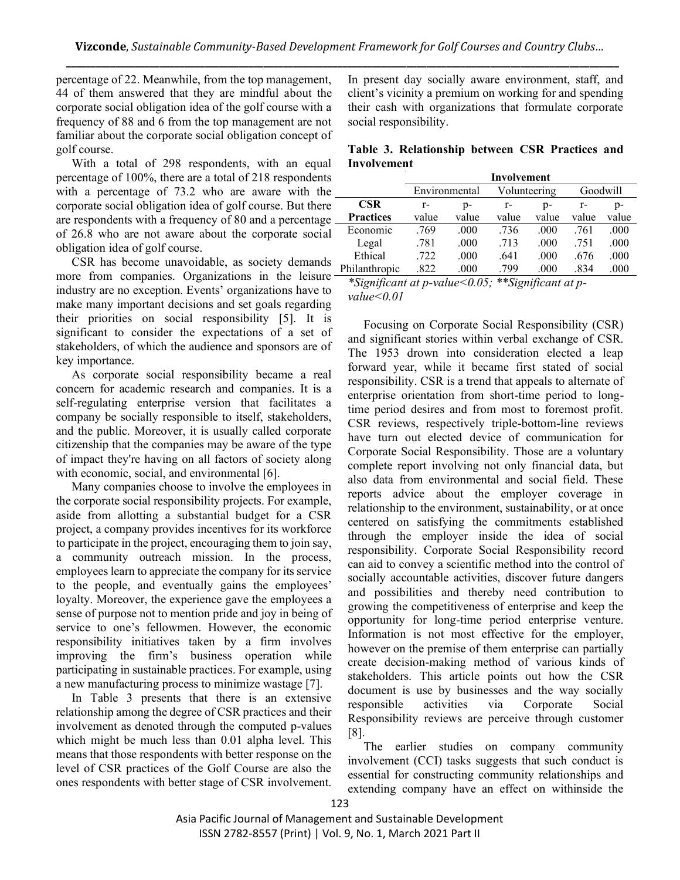percentage of 22. Meanwhile, from the top management, 44 of them answered that they are mindful about the corporate social obligation idea of the golf course with a frequency of 88 and 6 from the top management are not familiar about the corporate social obligation concept of golf course.

With a total of 298 respondents, with an equal percentage of 100%, there are a total of 218 respondents with a percentage of 73.2 who are aware with the corporate social obligation idea of golf course. But there are respondents with a frequency of 80 and a percentage of 26.8 who are not aware about the corporate social obligation idea of golf course.

CSR has become unavoidable, as society demands more from companies. Organizations in the leisure industry are no exception. Events' organizations have to make many important decisions and set goals regarding their priorities on social responsibility [5]. It is significant to consider the expectations of a set of stakeholders, of which the audience and sponsors are of key importance.

As corporate social responsibility became a real concern for academic research and companies. It is a self-regulating enterprise version that facilitates a company be socially responsible to itself, stakeholders, and the public. Moreover, it is usually called corporate citizenship that the companies may be aware of the type of impact they're having on all factors of society along with economic, social, and environmental [6].

Many companies choose to involve the employees in the corporate social responsibility projects. For example, aside from allotting a substantial budget for a CSR project, a company provides incentives for its workforce to participate in the project, encouraging them to join say, a community outreach mission. In the process, employees learn to appreciate the company for its service to the people, and eventually gains the employees' loyalty. Moreover, the experience gave the employees a sense of purpose not to mention pride and joy in being of service to one's fellowmen. However, the economic responsibility initiatives taken by a firm involves improving the firm's business operation while participating in sustainable practices. For example, using a new manufacturing process to minimize wastage [7].

In Table 3 presents that there is an extensive relationship among the degree of CSR practices and their involvement as denoted through the computed p-values which might be much less than 0.01 alpha level. This means that those respondents with better response on the level of CSR practices of the Golf Course are also the ones respondents with better stage of CSR involvement. In present day socially aware environment, staff, and client's vicinity a premium on working for and spending their cash with organizations that formulate corporate social responsibility.

**Table 3. Relationship between CSR Practices and Involvement**

| | Involvement | | | | | |
|---|---|---|---|---|---|---|
| | Environmental | | Volunteering | | Goodwill | |
| **CSR Practices** | r-value | p-value | r-value | p-value | r-value | p-value |
| Economic | .769 | .000 | .736 | .000 | .761 | .000 |
| Legal | .781 | .000 | .713 | .000 | .751 | .000 |
| Ethical | .722 | .000 | .641 | .000 | .676 | .000 |
| Philanthropic | .822 | .000 | .799 | .000 | .834 | .000 |

*\*Significant at p-value<0.05; \*\*Significant at p-value<0.01*

Focusing on Corporate Social Responsibility (CSR) and significant stories within verbal exchange of CSR. The 1953 drown into consideration elected a leap forward year, while it became first stated of social responsibility. CSR is a trend that appeals to alternate of enterprise orientation from short-time period to long-time period desires and from most to foremost profit. CSR reviews, respectively triple-bottom-line reviews have turn out elected device of communication for Corporate Social Responsibility. Those are a voluntary complete report involving not only financial data, but also data from environmental and social field. These reports advice about the employer coverage in relationship to the environment, sustainability, or at once centered on satisfying the commitments established through the employer inside the idea of social responsibility. Corporate Social Responsibility record can aid to convey a scientific method into the control of socially accountable activities, discover future dangers and possibilities and thereby need contribution to growing the competitiveness of enterprise and keep the opportunity for long-time period enterprise venture. Information is not most effective for the employer, however on the premise of them enterprise can partially create decision-making method of various kinds of stakeholders. This article points out how the CSR document is use by businesses and the way socially responsible activities via Corporate Social Responsibility reviews are perceive through customer [8].

The earlier studies on company community involvement (CCI) tasks suggests that such conduct is essential for constructing community relationships and extending company have an effect on withinside the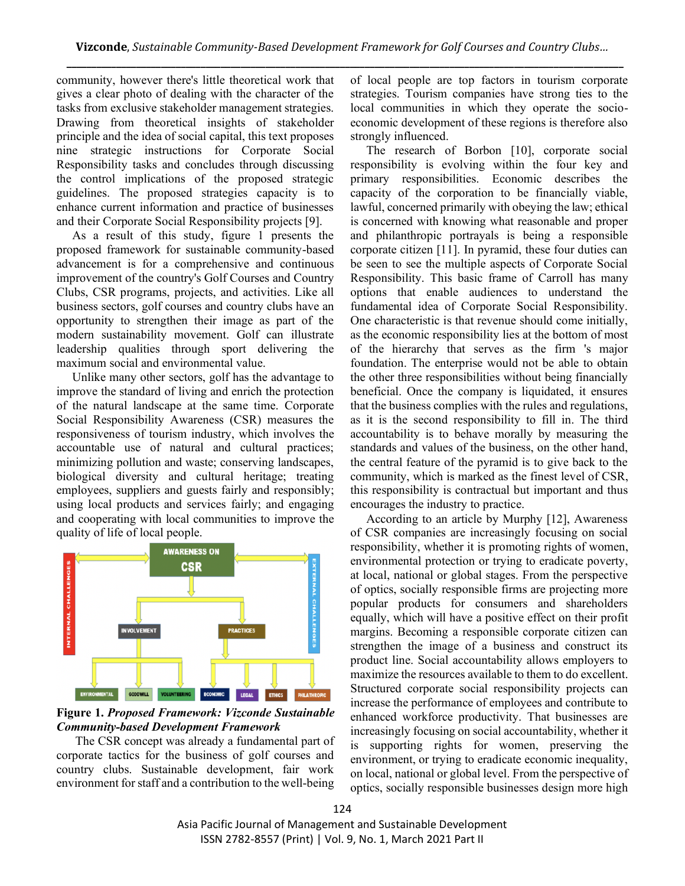community, however there's little theoretical work that gives a clear photo of dealing with the character of the tasks from exclusive stakeholder management strategies. Drawing from theoretical insights of stakeholder principle and the idea of social capital, this text proposes nine strategic instructions for Corporate Social Responsibility tasks and concludes through discussing the control implications of the proposed strategic guidelines. The proposed strategies capacity is to enhance current information and practice of businesses and their Corporate Social Responsibility projects [9].

As a result of this study, figure 1 presents the proposed framework for sustainable community-based advancement is for a comprehensive and continuous improvement of the country's Golf Courses and Country Clubs, CSR programs, projects, and activities. Like all business sectors, golf courses and country clubs have an opportunity to strengthen their image as part of the modern sustainability movement. Golf can illustrate leadership qualities through sport delivering the maximum social and environmental value.

Unlike many other sectors, golf has the advantage to improve the standard of living and enrich the protection of the natural landscape at the same time. Corporate Social Responsibility Awareness (CSR) measures the responsiveness of tourism industry, which involves the accountable use of natural and cultural practices; minimizing pollution and waste; conserving landscapes, biological diversity and cultural heritage; treating employees, suppliers and guests fairly and responsibly; using local products and services fairly; and engaging and cooperating with local communities to improve the quality of life of local people.

AWARENESS ON CSR

INTERNAL CHALLENGES

EXTERNAL CHALLENGES

INVOLVEMENT

PRACTICES

ENVIRONMENTAL

GOODWILL

VOLUNTEERING

ECONOMIC

LEGAL

ETHICS

PHILATHROPIC

**Figure 1.** ***Proposed Framework: Vizconde Sustainable Community-based Development Framework***

The CSR concept was already a fundamental part of corporate tactics for the business of golf courses and country clubs. Sustainable development, fair work environment for staff and a contribution to the well-being of local people are top factors in tourism corporate strategies. Tourism companies have strong ties to the local communities in which they operate the socio-economic development of these regions is therefore also strongly influenced.

The research of Borbon [10], corporate social responsibility is evolving within the four key and primary responsibilities. Economic describes the capacity of the corporation to be financially viable, lawful, concerned primarily with obeying the law; ethical is concerned with knowing what reasonable and proper and philanthropic portrayals is being a responsible corporate citizen [11]. In pyramid, these four duties can be seen to see the multiple aspects of Corporate Social Responsibility. This basic frame of Carroll has many options that enable audiences to understand the fundamental idea of Corporate Social Responsibility. One characteristic is that revenue should come initially, as the economic responsibility lies at the bottom of most of the hierarchy that serves as the firm 's major foundation. The enterprise would not be able to obtain the other three responsibilities without being financially beneficial. Once the company is liquidated, it ensures that the business complies with the rules and regulations, as it is the second responsibility to fill in. The third accountability is to behave morally by measuring the standards and values of the business, on the other hand, the central feature of the pyramid is to give back to the community, which is marked as the finest level of CSR, this responsibility is contractual but important and thus encourages the industry to practice.

According to an article by Murphy [12], Awareness of CSR companies are increasingly focusing on social responsibility, whether it is promoting rights of women, environmental protection or trying to eradicate poverty, at local, national or global stages. From the perspective of optics, socially responsible firms are projecting more popular products for consumers and shareholders equally, which will have a positive effect on their profit margins. Becoming a responsible corporate citizen can strengthen the image of a business and construct its product line. Social accountability allows employers to maximize the resources available to them to do excellent. Structured corporate social responsibility projects can increase the performance of employees and contribute to enhanced workforce productivity. That businesses are increasingly focusing on social accountability, whether it is supporting rights for women, preserving the environment, or trying to eradicate economic inequality, on local, national or global level. From the perspective of optics, socially responsible businesses design more high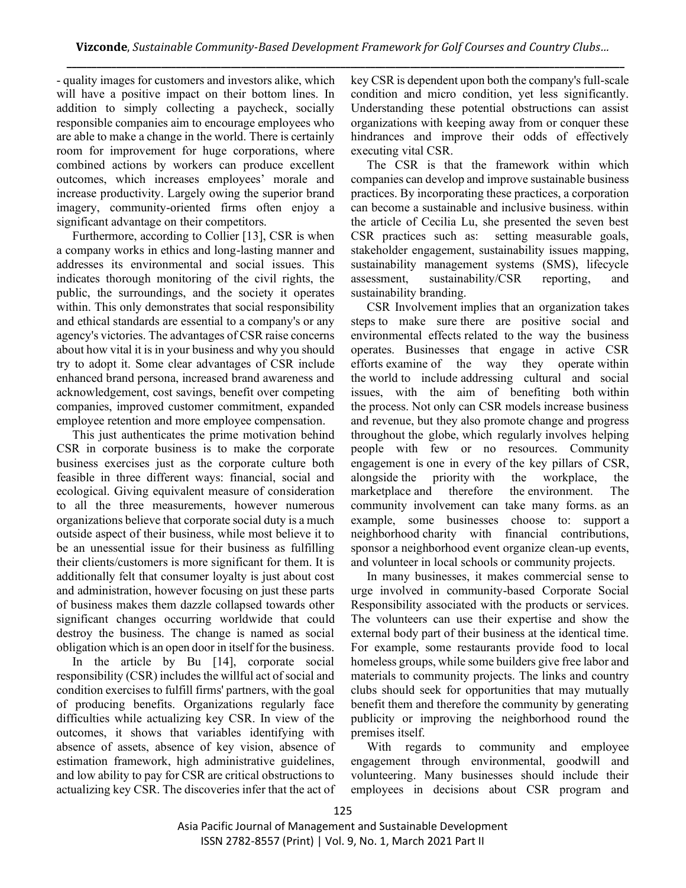- quality images for customers and investors alike, which will have a positive impact on their bottom lines. In addition to simply collecting a paycheck, socially responsible companies aim to encourage employees who are able to make a change in the world. There is certainly room for improvement for huge corporations, where combined actions by workers can produce excellent outcomes, which increases employees' morale and increase productivity. Largely owing the superior brand imagery, community-oriented firms often enjoy a significant advantage on their competitors.

Furthermore, according to Collier [13], CSR is when a company works in ethics and long-lasting manner and addresses its environmental and social issues. This indicates thorough monitoring of the civil rights, the public, the surroundings, and the society it operates within. This only demonstrates that social responsibility and ethical standards are essential to a company's or any agency's victories. The advantages of CSR raise concerns about how vital it is in your business and why you should try to adopt it. Some clear advantages of CSR include enhanced brand persona, increased brand awareness and acknowledgement, cost savings, benefit over competing companies, improved customer commitment, expanded employee retention and more employee compensation.

This just authenticates the prime motivation behind CSR in corporate business is to make the corporate business exercises just as the corporate culture both feasible in three different ways: financial, social and ecological. Giving equivalent measure of consideration to all the three measurements, however numerous organizations believe that corporate social duty is a much outside aspect of their business, while most believe it to be an unessential issue for their business as fulfilling their clients/customers is more significant for them. It is additionally felt that consumer loyalty is just about cost and administration, however focusing on just these parts of business makes them dazzle collapsed towards other significant changes occurring worldwide that could destroy the business. The change is named as social obligation which is an open door in itself for the business.

In the article by Bu [14], corporate social responsibility (CSR) includes the willful act of social and condition exercises to fulfill firms' partners, with the goal of producing benefits. Organizations regularly face difficulties while actualizing key CSR. In view of the outcomes, it shows that variables identifying with absence of assets, absence of key vision, absence of estimation framework, high administrative guidelines, and low ability to pay for CSR are critical obstructions to actualizing key CSR. The discoveries infer that the act of key CSR is dependent upon both the company's full-scale condition and micro condition, yet less significantly. Understanding these potential obstructions can assist organizations with keeping away from or conquer these hindrances and improve their odds of effectively executing vital CSR.

The CSR is that the framework within which companies can develop and improve sustainable business practices. By incorporating these practices, a corporation can become a sustainable and inclusive business. within the article of Cecilia Lu, she presented the seven best CSR practices such as: setting measurable goals, stakeholder engagement, sustainability issues mapping, sustainability management systems (SMS), lifecycle assessment, sustainability/CSR reporting, and sustainability branding.

CSR Involvement implies that an organization takes steps to make sure there are positive social and environmental effects related to the way the business operates. Businesses that engage in active CSR efforts examine of the way they operate within the world to include addressing cultural and social issues, with the aim of benefiting both within the process. Not only can CSR models increase business and revenue, but they also promote change and progress throughout the globe, which regularly involves helping people with few or no resources. Community engagement is one in every of the key pillars of CSR, alongside the priority with the workplace, the marketplace and therefore the environment. The community involvement can take many forms. as an example, some businesses choose to: support a neighborhood charity with financial contributions, sponsor a neighborhood event organize clean-up events, and volunteer in local schools or community projects.

In many businesses, it makes commercial sense to urge involved in community-based Corporate Social Responsibility associated with the products or services. The volunteers can use their expertise and show the external body part of their business at the identical time. For example, some restaurants provide food to local homeless groups, while some builders give free labor and materials to community projects. The links and country clubs should seek for opportunities that may mutually benefit them and therefore the community by generating publicity or improving the neighborhood round the premises itself.

With regards to community and employee engagement through environmental, goodwill and volunteering. Many businesses should include their employees in decisions about CSR program and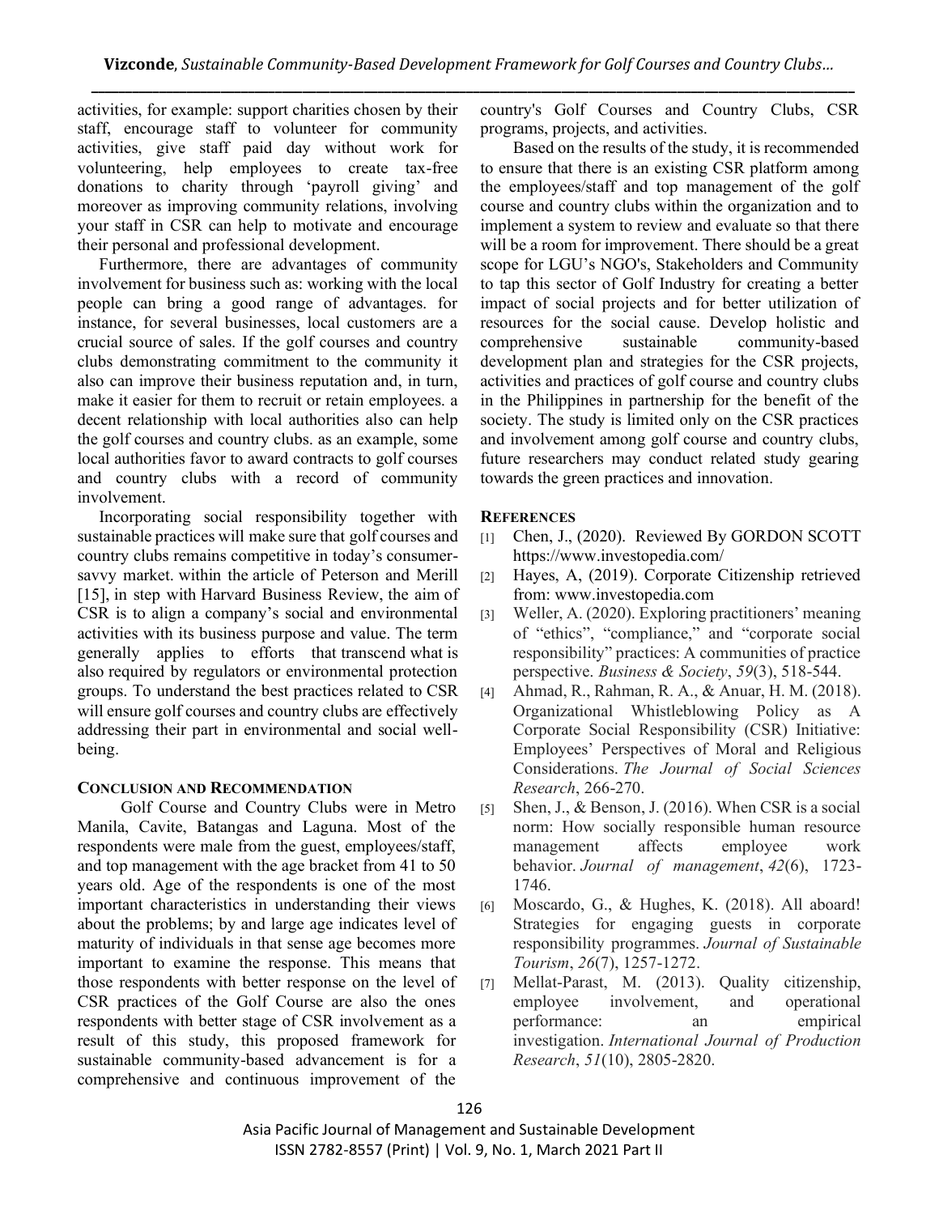activities, for example: support charities chosen by their staff, encourage staff to volunteer for community activities, give staff paid day without work for volunteering, help employees to create tax-free donations to charity through 'payroll giving' and moreover as improving community relations, involving your staff in CSR can help to motivate and encourage their personal and professional development.

Furthermore, there are advantages of community involvement for business such as: working with the local people can bring a good range of advantages. for instance, for several businesses, local customers are a crucial source of sales. If the golf courses and country clubs demonstrating commitment to the community it also can improve their business reputation and, in turn, make it easier for them to recruit or retain employees. a decent relationship with local authorities also can help the golf courses and country clubs. as an example, some local authorities favor to award contracts to golf courses and country clubs with a record of community involvement.

Incorporating social responsibility together with sustainable practices will make sure that golf courses and country clubs remains competitive in today's consumer-savvy market. within the article of Peterson and Merill [15], in step with Harvard Business Review, the aim of CSR is to align a company's social and environmental activities with its business purpose and value. The term generally applies to efforts that transcend what is also required by regulators or environmental protection groups. To understand the best practices related to CSR will ensure golf courses and country clubs are effectively addressing their part in environmental and social well-being.

## Conclusion and Recommendation

Golf Course and Country Clubs were in Metro Manila, Cavite, Batangas and Laguna. Most of the respondents were male from the guest, employees/staff, and top management with the age bracket from 41 to 50 years old. Age of the respondents is one of the most important characteristics in understanding their views about the problems; by and large age indicates level of maturity of individuals in that sense age becomes more important to examine the response. This means that those respondents with better response on the level of CSR practices of the Golf Course are also the ones respondents with better stage of CSR involvement as a result of this study, this proposed framework for sustainable community-based advancement is for a comprehensive and continuous improvement of the country's Golf Courses and Country Clubs, CSR programs, projects, and activities.

Based on the results of the study, it is recommended to ensure that there is an existing CSR platform among the employees/staff and top management of the golf course and country clubs within the organization and to implement a system to review and evaluate so that there will be a room for improvement. There should be a great scope for LGU's NGO's, Stakeholders and Community to tap this sector of Golf Industry for creating a better impact of social projects and for better utilization of resources for the social cause. Develop holistic and comprehensive sustainable community-based development plan and strategies for the CSR projects, activities and practices of golf course and country clubs in the Philippines in partnership for the benefit of the society. The study is limited only on the CSR practices and involvement among golf course and country clubs, future researchers may conduct related study gearing towards the green practices and innovation.

## References

[1] Chen, J., (2020). Reviewed By GORDON SCOTT https://www.investopedia.com/

[2] Hayes, A, (2019). Corporate Citizenship retrieved from: www.investopedia.com

[3] Weller, A. (2020). Exploring practitioners' meaning of "ethics", "compliance," and "corporate social responsibility" practices: A communities of practice perspective. *Business & Society*, *59*(3), 518-544.

[4] Ahmad, R., Rahman, R. A., & Anuar, H. M. (2018). Organizational Whistleblowing Policy as A Corporate Social Responsibility (CSR) Initiative: Employees' Perspectives of Moral and Religious Considerations. *The Journal of Social Sciences Research*, 266-270.

[5] Shen, J., & Benson, J. (2016). When CSR is a social norm: How socially responsible human resource management affects employee work behavior. *Journal of management*, *42*(6), 1723-1746.

[6] Moscardo, G., & Hughes, K. (2018). All aboard! Strategies for engaging guests in corporate responsibility programmes. *Journal of Sustainable Tourism*, *26*(7), 1257-1272.

[7] Mellat-Parast, M. (2013). Quality citizenship, employee involvement, and operational performance: an empirical investigation. *International Journal of Production Research*, *51*(10), 2805-2820.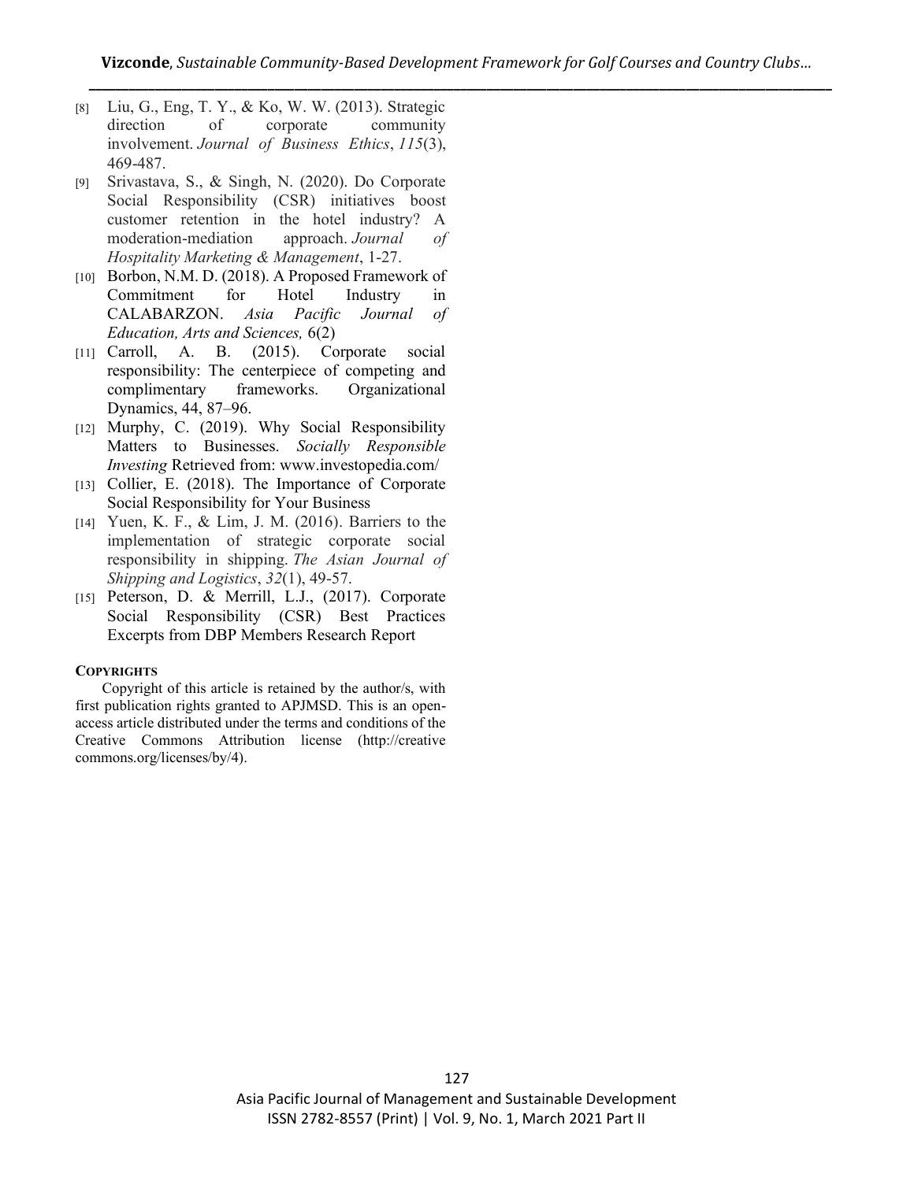[8] Liu, G., Eng, T. Y., & Ko, W. W. (2013). Strategic direction of corporate community involvement. *Journal of Business Ethics*, *115*(3), 469-487.

[9] Srivastava, S., & Singh, N. (2020). Do Corporate Social Responsibility (CSR) initiatives boost customer retention in the hotel industry? A moderation-mediation approach. *Journal of Hospitality Marketing & Management*, 1-27.

[10] Borbon, N.M. D. (2018). A Proposed Framework of Commitment for Hotel Industry in CALABARZON. *Asia Pacific Journal of Education, Arts and Sciences,* 6(2)

[11] Carroll, A. B. (2015). Corporate social responsibility: The centerpiece of competing and complimentary frameworks. Organizational Dynamics, 44, 87–96.

[12] Murphy, C. (2019). Why Social Responsibility Matters to Businesses. *Socially Responsible Investing* Retrieved from: www.investopedia.com/

[13] Collier, E. (2018). The Importance of Corporate Social Responsibility for Your Business

[14] Yuen, K. F., & Lim, J. M. (2016). Barriers to the implementation of strategic corporate social responsibility in shipping. *The Asian Journal of Shipping and Logistics*, *32*(1), 49-57.

[15] Peterson, D. & Merrill, L.J., (2017). Corporate Social Responsibility (CSR) Best Practices Excerpts from DBP Members Research Report

### COPYRIGHTS

Copyright of this article is retained by the author/s, with first publication rights granted to APJMSD. This is an open-access article distributed under the terms and conditions of the Creative Commons Attribution license (http://creative commons.org/licenses/by/4).